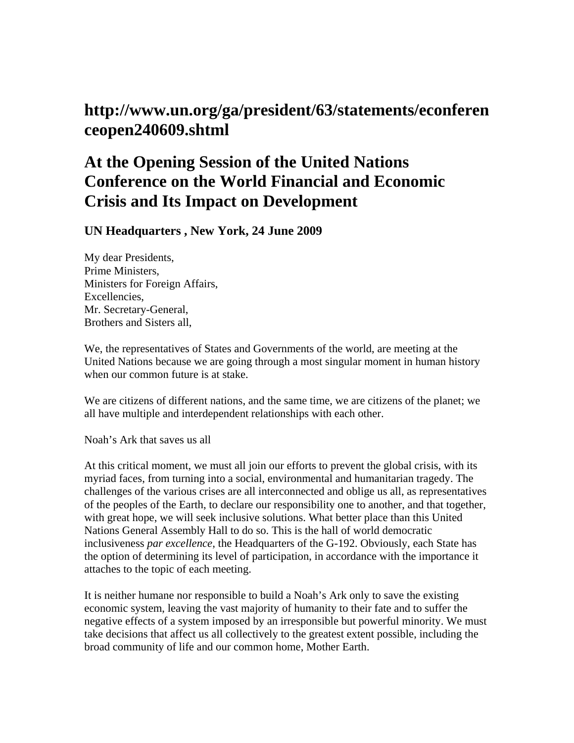## http://www.un.org/ga/president/63/statements/econferenceopen240609.shtml

## At the Opening Session of the United Nations Conference on the World Financial and Economic Crisis and Its Impact on Development

### UN Headquarters , New York, 24 June 2009

My dear Presidents,
Prime Ministers,
Ministers for Foreign Affairs,
Excellencies,
Mr. Secretary-General,
Brothers and Sisters all,

We, the representatives of States and Governments of the world, are meeting at the United Nations because we are going through a most singular moment in human history when our common future is at stake.

We are citizens of different nations, and the same time, we are citizens of the planet; we all have multiple and interdependent relationships with each other.

Noah's Ark that saves us all

At this critical moment, we must all join our efforts to prevent the global crisis, with its myriad faces, from turning into a social, environmental and humanitarian tragedy. The challenges of the various crises are all interconnected and oblige us all, as representatives of the peoples of the Earth, to declare our responsibility one to another, and that together, with great hope, we will seek inclusive solutions. What better place than this United Nations General Assembly Hall to do so. This is the hall of world democratic inclusiveness *par excellence*, the Headquarters of the G-192. Obviously, each State has the option of determining its level of participation, in accordance with the importance it attaches to the topic of each meeting.

It is neither humane nor responsible to build a Noah's Ark only to save the existing economic system, leaving the vast majority of humanity to their fate and to suffer the negative effects of a system imposed by an irresponsible but powerful minority. We must take decisions that affect us all collectively to the greatest extent possible, including the broad community of life and our common home, Mother Earth.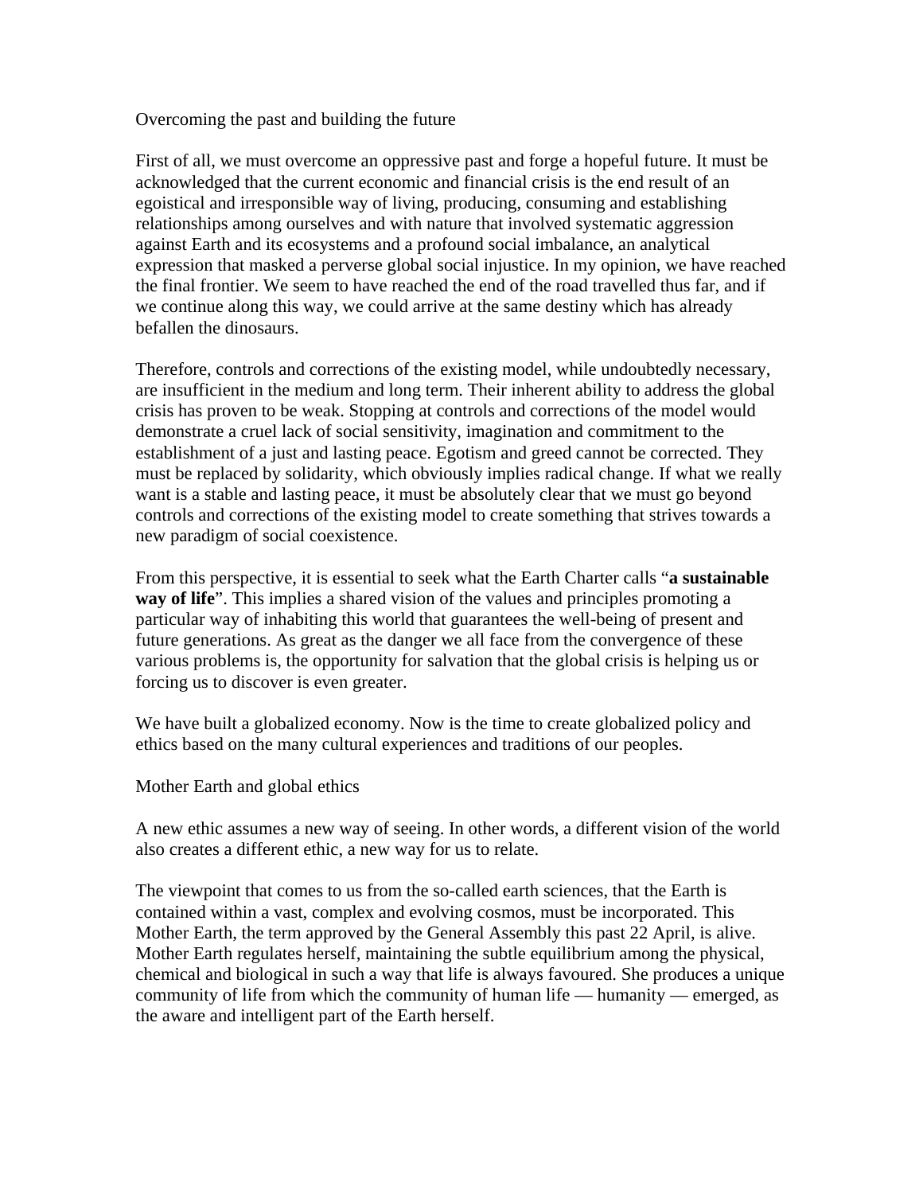## Overcoming the past and building the future

First of all, we must overcome an oppressive past and forge a hopeful future. It must be acknowledged that the current economic and financial crisis is the end result of an egoistical and irresponsible way of living, producing, consuming and establishing relationships among ourselves and with nature that involved systematic aggression against Earth and its ecosystems and a profound social imbalance, an analytical expression that masked a perverse global social injustice. In my opinion, we have reached the final frontier. We seem to have reached the end of the road travelled thus far, and if we continue along this way, we could arrive at the same destiny which has already befallen the dinosaurs.

Therefore, controls and corrections of the existing model, while undoubtedly necessary, are insufficient in the medium and long term. Their inherent ability to address the global crisis has proven to be weak. Stopping at controls and corrections of the model would demonstrate a cruel lack of social sensitivity, imagination and commitment to the establishment of a just and lasting peace. Egotism and greed cannot be corrected. They must be replaced by solidarity, which obviously implies radical change. If what we really want is a stable and lasting peace, it must be absolutely clear that we must go beyond controls and corrections of the existing model to create something that strives towards a new paradigm of social coexistence.

From this perspective, it is essential to seek what the Earth Charter calls "**a sustainable way of life**". This implies a shared vision of the values and principles promoting a particular way of inhabiting this world that guarantees the well-being of present and future generations. As great as the danger we all face from the convergence of these various problems is, the opportunity for salvation that the global crisis is helping us or forcing us to discover is even greater.

We have built a globalized economy. Now is the time to create globalized policy and ethics based on the many cultural experiences and traditions of our peoples.

## Mother Earth and global ethics

A new ethic assumes a new way of seeing. In other words, a different vision of the world also creates a different ethic, a new way for us to relate.

The viewpoint that comes to us from the so-called earth sciences, that the Earth is contained within a vast, complex and evolving cosmos, must be incorporated. This Mother Earth, the term approved by the General Assembly this past 22 April, is alive. Mother Earth regulates herself, maintaining the subtle equilibrium among the physical, chemical and biological in such a way that life is always favoured. She produces a unique community of life from which the community of human life — humanity — emerged, as the aware and intelligent part of the Earth herself.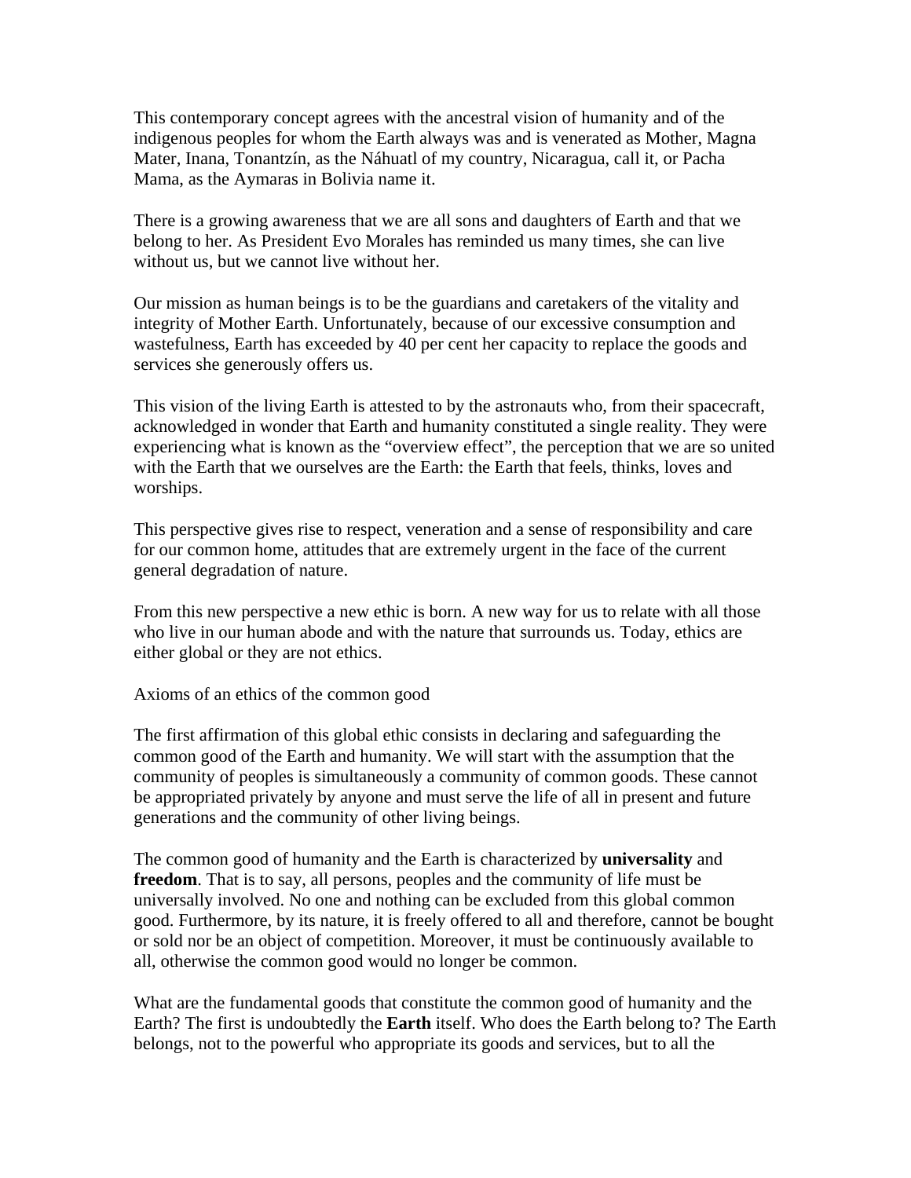This contemporary concept agrees with the ancestral vision of humanity and of the indigenous peoples for whom the Earth always was and is venerated as Mother, Magna Mater, Inana, Tonantzín, as the Náhuatl of my country, Nicaragua, call it, or Pacha Mama, as the Aymaras in Bolivia name it.

There is a growing awareness that we are all sons and daughters of Earth and that we belong to her. As President Evo Morales has reminded us many times, she can live without us, but we cannot live without her.

Our mission as human beings is to be the guardians and caretakers of the vitality and integrity of Mother Earth. Unfortunately, because of our excessive consumption and wastefulness, Earth has exceeded by 40 per cent her capacity to replace the goods and services she generously offers us.

This vision of the living Earth is attested to by the astronauts who, from their spacecraft, acknowledged in wonder that Earth and humanity constituted a single reality. They were experiencing what is known as the "overview effect", the perception that we are so united with the Earth that we ourselves are the Earth: the Earth that feels, thinks, loves and worships.

This perspective gives rise to respect, veneration and a sense of responsibility and care for our common home, attitudes that are extremely urgent in the face of the current general degradation of nature.

From this new perspective a new ethic is born. A new way for us to relate with all those who live in our human abode and with the nature that surrounds us. Today, ethics are either global or they are not ethics.

Axioms of an ethics of the common good

The first affirmation of this global ethic consists in declaring and safeguarding the common good of the Earth and humanity. We will start with the assumption that the community of peoples is simultaneously a community of common goods. These cannot be appropriated privately by anyone and must serve the life of all in present and future generations and the community of other living beings.

The common good of humanity and the Earth is characterized by **universality** and **freedom**. That is to say, all persons, peoples and the community of life must be universally involved. No one and nothing can be excluded from this global common good. Furthermore, by its nature, it is freely offered to all and therefore, cannot be bought or sold nor be an object of competition. Moreover, it must be continuously available to all, otherwise the common good would no longer be common.

What are the fundamental goods that constitute the common good of humanity and the Earth? The first is undoubtedly the **Earth** itself. Who does the Earth belong to? The Earth belongs, not to the powerful who appropriate its goods and services, but to all the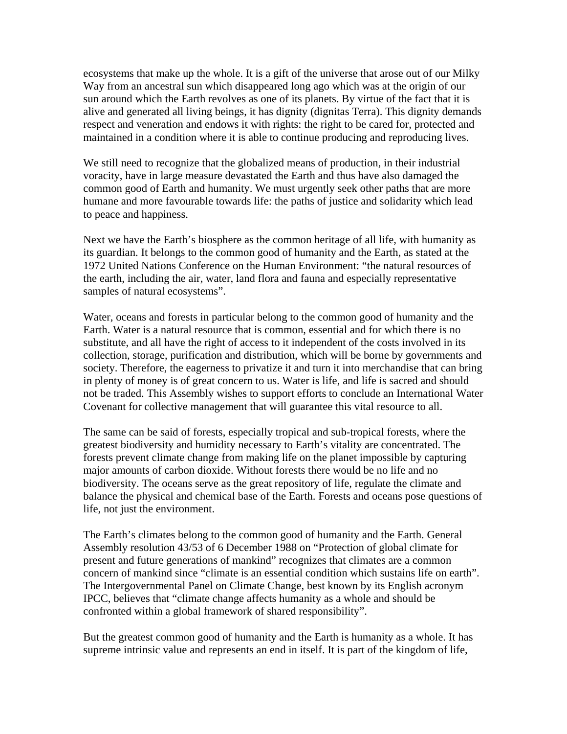ecosystems that make up the whole. It is a gift of the universe that arose out of our Milky Way from an ancestral sun which disappeared long ago which was at the origin of our sun around which the Earth revolves as one of its planets. By virtue of the fact that it is alive and generated all living beings, it has dignity (dignitas Terra). This dignity demands respect and veneration and endows it with rights: the right to be cared for, protected and maintained in a condition where it is able to continue producing and reproducing lives.

We still need to recognize that the globalized means of production, in their industrial voracity, have in large measure devastated the Earth and thus have also damaged the common good of Earth and humanity. We must urgently seek other paths that are more humane and more favourable towards life: the paths of justice and solidarity which lead to peace and happiness.

Next we have the Earth's biosphere as the common heritage of all life, with humanity as its guardian. It belongs to the common good of humanity and the Earth, as stated at the 1972 United Nations Conference on the Human Environment: "the natural resources of the earth, including the air, water, land flora and fauna and especially representative samples of natural ecosystems".

Water, oceans and forests in particular belong to the common good of humanity and the Earth. Water is a natural resource that is common, essential and for which there is no substitute, and all have the right of access to it independent of the costs involved in its collection, storage, purification and distribution, which will be borne by governments and society. Therefore, the eagerness to privatize it and turn it into merchandise that can bring in plenty of money is of great concern to us. Water is life, and life is sacred and should not be traded. This Assembly wishes to support efforts to conclude an International Water Covenant for collective management that will guarantee this vital resource to all.

The same can be said of forests, especially tropical and sub-tropical forests, where the greatest biodiversity and humidity necessary to Earth's vitality are concentrated. The forests prevent climate change from making life on the planet impossible by capturing major amounts of carbon dioxide. Without forests there would be no life and no biodiversity. The oceans serve as the great repository of life, regulate the climate and balance the physical and chemical base of the Earth. Forests and oceans pose questions of life, not just the environment.

The Earth's climates belong to the common good of humanity and the Earth. General Assembly resolution 43/53 of 6 December 1988 on "Protection of global climate for present and future generations of mankind" recognizes that climates are a common concern of mankind since "climate is an essential condition which sustains life on earth". The Intergovernmental Panel on Climate Change, best known by its English acronym IPCC, believes that "climate change affects humanity as a whole and should be confronted within a global framework of shared responsibility".

But the greatest common good of humanity and the Earth is humanity as a whole. It has supreme intrinsic value and represents an end in itself. It is part of the kingdom of life,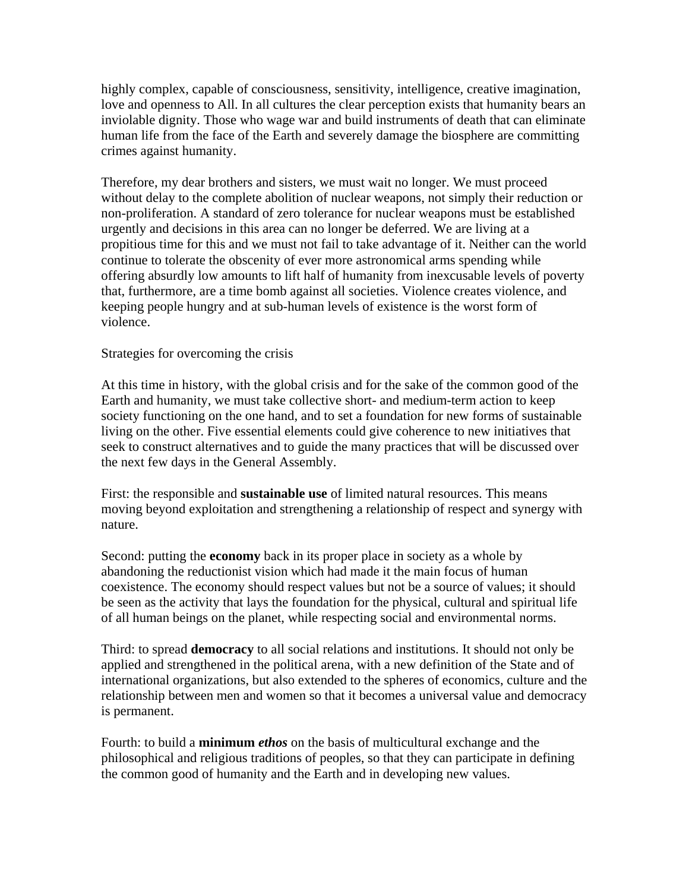highly complex, capable of consciousness, sensitivity, intelligence, creative imagination, love and openness to All. In all cultures the clear perception exists that humanity bears an inviolable dignity. Those who wage war and build instruments of death that can eliminate human life from the face of the Earth and severely damage the biosphere are committing crimes against humanity.

Therefore, my dear brothers and sisters, we must wait no longer. We must proceed without delay to the complete abolition of nuclear weapons, not simply their reduction or non-proliferation. A standard of zero tolerance for nuclear weapons must be established urgently and decisions in this area can no longer be deferred. We are living at a propitious time for this and we must not fail to take advantage of it. Neither can the world continue to tolerate the obscenity of ever more astronomical arms spending while offering absurdly low amounts to lift half of humanity from inexcusable levels of poverty that, furthermore, are a time bomb against all societies. Violence creates violence, and keeping people hungry and at sub-human levels of existence is the worst form of violence.

Strategies for overcoming the crisis

At this time in history, with the global crisis and for the sake of the common good of the Earth and humanity, we must take collective short- and medium-term action to keep society functioning on the one hand, and to set a foundation for new forms of sustainable living on the other. Five essential elements could give coherence to new initiatives that seek to construct alternatives and to guide the many practices that will be discussed over the next few days in the General Assembly.

First: the responsible and **sustainable use** of limited natural resources. This means moving beyond exploitation and strengthening a relationship of respect and synergy with nature.

Second: putting the **economy** back in its proper place in society as a whole by abandoning the reductionist vision which had made it the main focus of human coexistence. The economy should respect values but not be a source of values; it should be seen as the activity that lays the foundation for the physical, cultural and spiritual life of all human beings on the planet, while respecting social and environmental norms.

Third: to spread **democracy** to all social relations and institutions. It should not only be applied and strengthened in the political arena, with a new definition of the State and of international organizations, but also extended to the spheres of economics, culture and the relationship between men and women so that it becomes a universal value and democracy is permanent.

Fourth: to build a **minimum** ***ethos*** on the basis of multicultural exchange and the philosophical and religious traditions of peoples, so that they can participate in defining the common good of humanity and the Earth and in developing new values.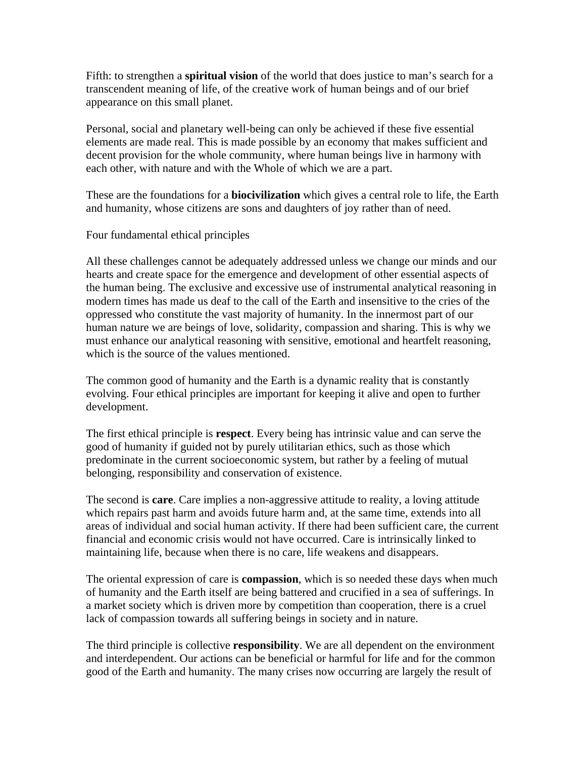Fifth: to strengthen a **spiritual vision** of the world that does justice to man's search for a transcendent meaning of life, of the creative work of human beings and of our brief appearance on this small planet.

Personal, social and planetary well-being can only be achieved if these five essential elements are made real. This is made possible by an economy that makes sufficient and decent provision for the whole community, where human beings live in harmony with each other, with nature and with the Whole of which we are a part.

These are the foundations for a **biocivilization** which gives a central role to life, the Earth and humanity, whose citizens are sons and daughters of joy rather than of need.

## Four fundamental ethical principles

All these challenges cannot be adequately addressed unless we change our minds and our hearts and create space for the emergence and development of other essential aspects of the human being. The exclusive and excessive use of instrumental analytical reasoning in modern times has made us deaf to the call of the Earth and insensitive to the cries of the oppressed who constitute the vast majority of humanity. In the innermost part of our human nature we are beings of love, solidarity, compassion and sharing. This is why we must enhance our analytical reasoning with sensitive, emotional and heartfelt reasoning, which is the source of the values mentioned.

The common good of humanity and the Earth is a dynamic reality that is constantly evolving. Four ethical principles are important for keeping it alive and open to further development.

The first ethical principle is **respect**. Every being has intrinsic value and can serve the good of humanity if guided not by purely utilitarian ethics, such as those which predominate in the current socioeconomic system, but rather by a feeling of mutual belonging, responsibility and conservation of existence.

The second is **care**. Care implies a non-aggressive attitude to reality, a loving attitude which repairs past harm and avoids future harm and, at the same time, extends into all areas of individual and social human activity. If there had been sufficient care, the current financial and economic crisis would not have occurred. Care is intrinsically linked to maintaining life, because when there is no care, life weakens and disappears.

The oriental expression of care is **compassion**, which is so needed these days when much of humanity and the Earth itself are being battered and crucified in a sea of sufferings. In a market society which is driven more by competition than cooperation, there is a cruel lack of compassion towards all suffering beings in society and in nature.

The third principle is collective **responsibility**. We are all dependent on the environment and interdependent. Our actions can be beneficial or harmful for life and for the common good of the Earth and humanity. The many crises now occurring are largely the result of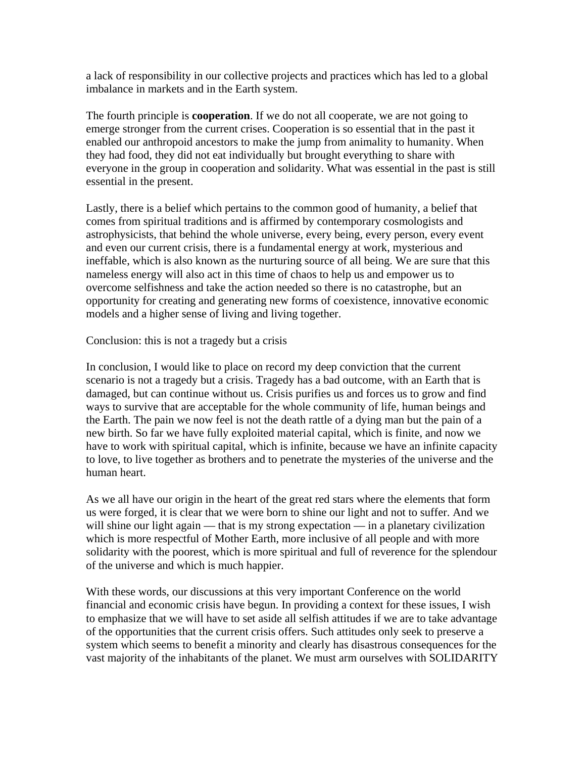a lack of responsibility in our collective projects and practices which has led to a global imbalance in markets and in the Earth system.

The fourth principle is **cooperation**. If we do not all cooperate, we are not going to emerge stronger from the current crises. Cooperation is so essential that in the past it enabled our anthropoid ancestors to make the jump from animality to humanity. When they had food, they did not eat individually but brought everything to share with everyone in the group in cooperation and solidarity. What was essential in the past is still essential in the present.

Lastly, there is a belief which pertains to the common good of humanity, a belief that comes from spiritual traditions and is affirmed by contemporary cosmologists and astrophysicists, that behind the whole universe, every being, every person, every event and even our current crisis, there is a fundamental energy at work, mysterious and ineffable, which is also known as the nurturing source of all being. We are sure that this nameless energy will also act in this time of chaos to help us and empower us to overcome selfishness and take the action needed so there is no catastrophe, but an opportunity for creating and generating new forms of coexistence, innovative economic models and a higher sense of living and living together.

Conclusion: this is not a tragedy but a crisis

In conclusion, I would like to place on record my deep conviction that the current scenario is not a tragedy but a crisis. Tragedy has a bad outcome, with an Earth that is damaged, but can continue without us. Crisis purifies us and forces us to grow and find ways to survive that are acceptable for the whole community of life, human beings and the Earth. The pain we now feel is not the death rattle of a dying man but the pain of a new birth. So far we have fully exploited material capital, which is finite, and now we have to work with spiritual capital, which is infinite, because we have an infinite capacity to love, to live together as brothers and to penetrate the mysteries of the universe and the human heart.

As we all have our origin in the heart of the great red stars where the elements that form us were forged, it is clear that we were born to shine our light and not to suffer. And we will shine our light again — that is my strong expectation — in a planetary civilization which is more respectful of Mother Earth, more inclusive of all people and with more solidarity with the poorest, which is more spiritual and full of reverence for the splendour of the universe and which is much happier.

With these words, our discussions at this very important Conference on the world financial and economic crisis have begun. In providing a context for these issues, I wish to emphasize that we will have to set aside all selfish attitudes if we are to take advantage of the opportunities that the current crisis offers. Such attitudes only seek to preserve a system which seems to benefit a minority and clearly has disastrous consequences for the vast majority of the inhabitants of the planet. We must arm ourselves with SOLIDARITY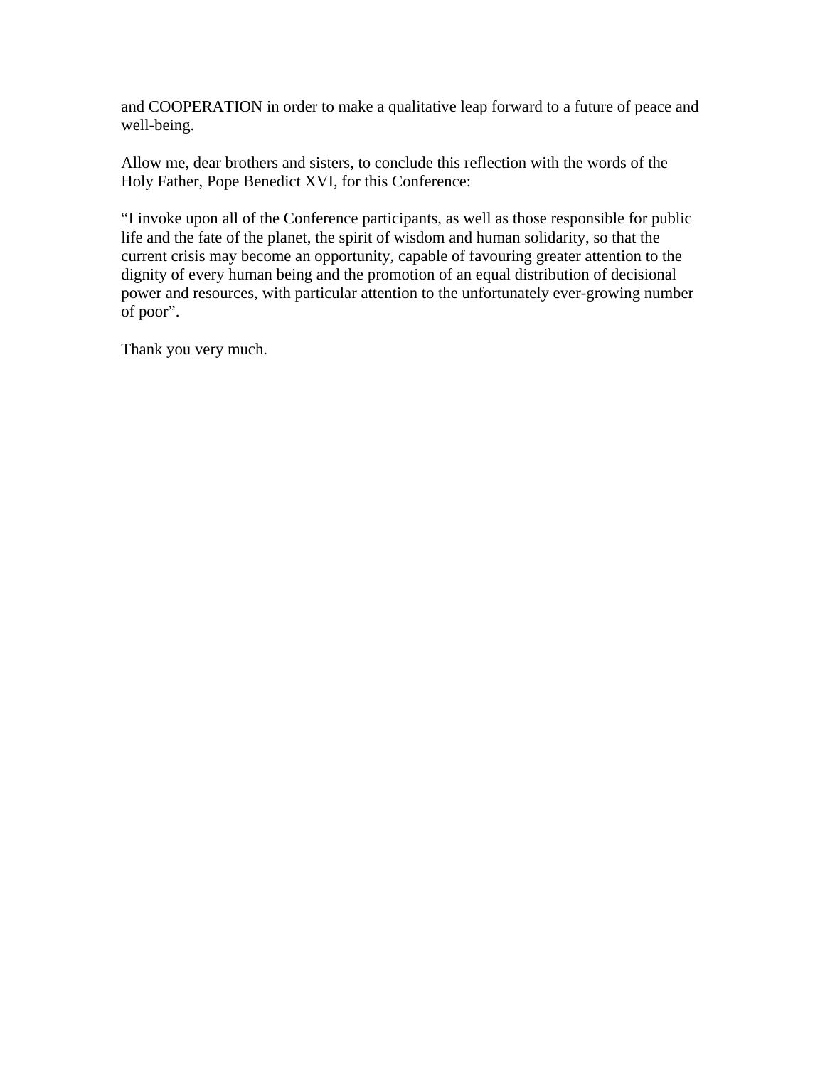and COOPERATION in order to make a qualitative leap forward to a future of peace and well-being.

Allow me, dear brothers and sisters, to conclude this reflection with the words of the Holy Father, Pope Benedict XVI, for this Conference:

“I invoke upon all of the Conference participants, as well as those responsible for public life and the fate of the planet, the spirit of wisdom and human solidarity, so that the current crisis may become an opportunity, capable of favouring greater attention to the dignity of every human being and the promotion of an equal distribution of decisional power and resources, with particular attention to the unfortunately ever-growing number of poor”.

Thank you very much.